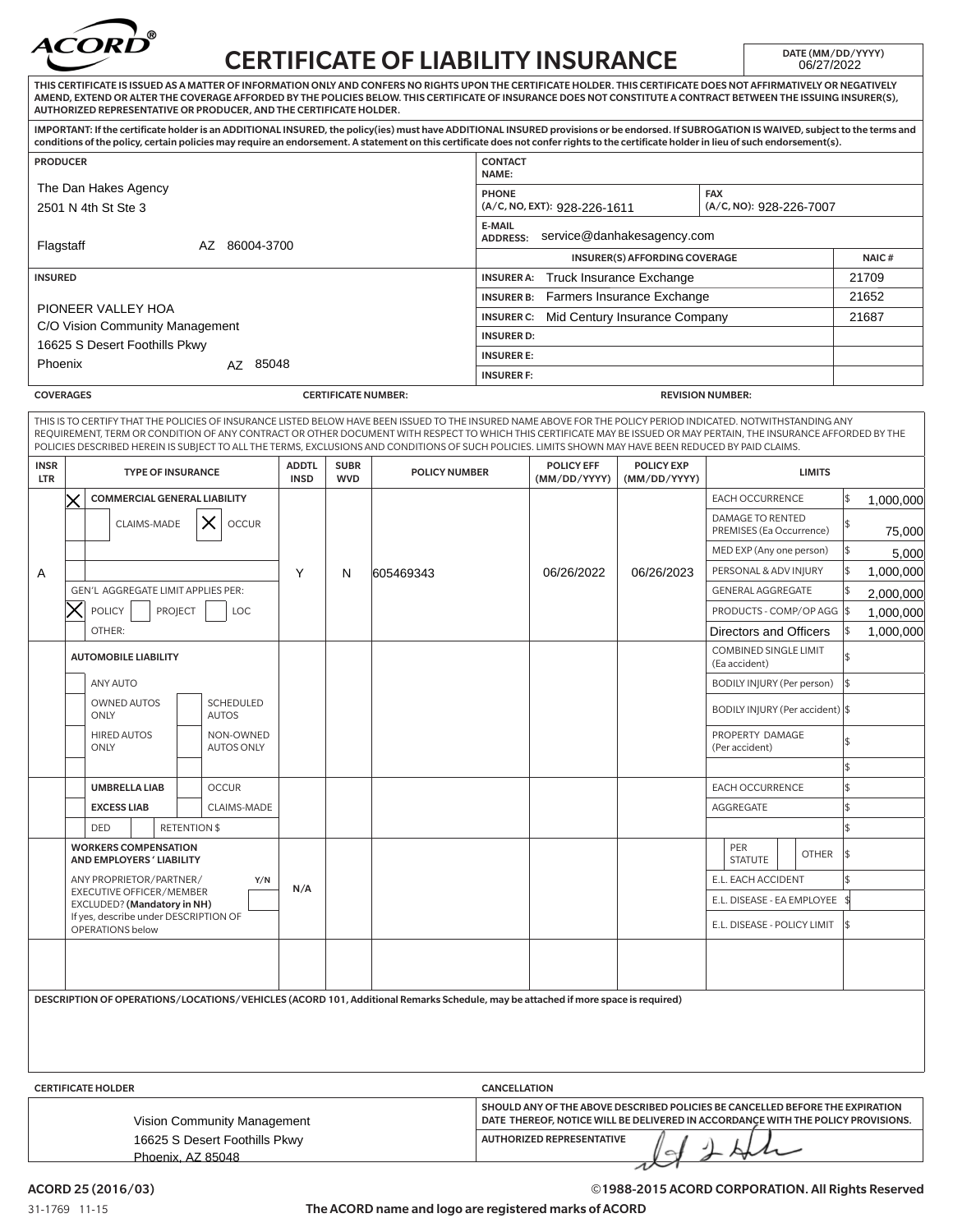# ACORD® CERTIFICATE OF LIABILITY INSURANCE

**DATE (MM/DD/YYYY)** 06/27/2022

**THIS CERTIFICATE IS ISSUED AS A MATTER OF INFORMATION ONLY AND CONFERS NO RIGHTS UPON THE CERTIFICATE HOLDER. THIS CERTIFICATE DOES NOT AFFIRMATIVELY OR NEGATIVELY AMEND, EXTEND OR ALTER THE COVERAGE AFFORDED BY THE POLICIES BELOW. THIS CERTIFICATE OF INSURANCE DOES NOT CONSTITUTE A CONTRACT BETWEEN THE ISSUING INSURER(S), AUTHORIZED REPRESENTATIVE OR PRODUCER, AND THE CERTIFICATE HOLDER.**

**IMPORTANT: If the certificate holder is an ADDITIONAL INSURED, the policy(ies) must have ADDITIONAL INSURED provisions or be endorsed. If SUBROGATION IS WAIVED, subject to the terms and conditions of the policy, certain policies may require an endorsement. A statement on this certificate does not confer rights to the certificate holder in lieu of such endorsement(s).**

| PRODUCER | CONTACT NAME: | | |
|---|---|---|---|
| The Dan Hakes Agency<br>2501 N 4th St Ste 3<br>Flagstaff AZ 86004-3700 | PHONE (A/C, NO, EXT): 928-226-1611 | FAX (A/C, NO): 928-226-7007 | |
| | E-MAIL ADDRESS: service@danhakesagency.com | | |
| | **INSURER(S) AFFORDING COVERAGE** | | **NAIC #** |
| **INSURED** | INSURER A: Truck Insurance Exchange | | 21709 |
| PIONEER VALLEY HOA<br>C/O Vision Community Management<br>16625 S Desert Foothills Pkwy<br>Phoenix AZ 85048 | INSURER B: Farmers Insurance Exchange | | 21652 |
| | INSURER C: Mid Century Insurance Company | | 21687 |
| | INSURER D: | | |
| | INSURER E: | | |
| | INSURER F: | | |

**COVERAGES** CERTIFICATE NUMBER: REVISION NUMBER:

THIS IS TO CERTIFY THAT THE POLICIES OF INSURANCE LISTED BELOW HAVE BEEN ISSUED TO THE INSURED NAME ABOVE FOR THE POLICY PERIOD INDICATED. NOTWITHSTANDING ANY REQUIREMENT, TERM OR CONDITION OF ANY CONTRACT OR OTHER DOCUMENT WITH RESPECT TO WHICH THIS CERTIFICATE MAY BE ISSUED OR MAY PERTAIN, THE INSURANCE AFFORDED BY THE POLICIES DESCRIBED HEREIN IS SUBJECT TO ALL THE TERMS, EXCLUSIONS AND CONDITIONS OF SUCH POLICIES. LIMITS SHOWN MAY HAVE BEEN REDUCED BY PAID CLAIMS.

| INSR LTR | TYPE OF INSURANCE | ADDTL INSD | SUBR WVD | POLICY NUMBER | POLICY EFF (MM/DD/YYYY) | POLICY EXP (MM/DD/YYYY) | LIMITS | |
|---|---|---|---|---|---|---|---|---|
| A | X COMMERCIAL GENERAL LIABILITY<br>CLAIMS-MADE X OCCUR<br>GEN'L AGGREGATE LIMIT APPLIES PER:<br>X POLICY PROJECT LOC<br>OTHER: | Y | N | 605469343 | 06/26/2022 | 06/26/2023 | EACH OCCURRENCE | $ 1,000,000 |
| | | | | | | | DAMAGE TO RENTED PREMISES (Ea Occurrence) | $ 75,000 |
| | | | | | | | MED EXP (Any one person) | $ 5,000 |
| | | | | | | | PERSONAL & ADV INJURY | $ 1,000,000 |
| | | | | | | | GENERAL AGGREGATE | $ 2,000,000 |
| | | | | | | | PRODUCTS - COMP/OP AGG | $ 1,000,000 |
| | | | | | | | Directors and Officers | $ 1,000,000 |
| | AUTOMOBILE LIABILITY<br>ANY AUTO<br>OWNED AUTOS ONLY / SCHEDULED AUTOS<br>HIRED AUTOS ONLY / NON-OWNED AUTOS ONLY | | | | | | COMBINED SINGLE LIMIT (Ea accident) | $ |
| | | | | | | | BODILY INJURY (Per person) | $ |
| | | | | | | | BODILY INJURY (Per accident) | $ |
| | | | | | | | PROPERTY DAMAGE (Per accident) | $ |
| | | | | | | | | $ |
| | UMBRELLA LIAB / OCCUR<br>EXCESS LIAB / CLAIMS-MADE<br>DED / RETENTION $ | | | | | | EACH OCCURRENCE | $ |
| | | | | | | | AGGREGATE | $ |
| | | | | | | | | $ |
| | WORKERS COMPENSATION AND EMPLOYERS' LIABILITY<br>ANY PROPRIETOR/PARTNER/EXECUTIVE OFFICER/MEMBER EXCLUDED? (Mandatory in NH) Y/N<br>If yes, describe under DESCRIPTION OF OPERATIONS below | N/A | | | | | PER STATUTE / OTHER | $ |
| | | | | | | | E.L. EACH ACCIDENT | $ |
| | | | | | | | E.L. DISEASE - EA EMPLOYEE | $ |
| | | | | | | | E.L. DISEASE - POLICY LIMIT | $ |

**DESCRIPTION OF OPERATIONS/LOCATIONS/VEHICLES (ACORD 101, Additional Remarks Schedule, may be attached if more space is required)**

| CERTIFICATE HOLDER | CANCELLATION |
|---|---|
| Vision Community Management<br>16625 S Desert Foothills Pkwy<br>Phoenix, AZ 85048 | **SHOULD ANY OF THE ABOVE DESCRIBED POLICIES BE CANCELLED BEFORE THE EXPIRATION DATE THEREOF, NOTICE WILL BE DELIVERED IN ACCORDANCE WITH THE POLICY PROVISIONS.**<br>AUTHORIZED REPRESENTATIVE |

ACORD 25 (2016/03) ©1988-2015 ACORD CORPORATION. All Rights Reserved

31-1769 11-15 The ACORD name and logo are registered marks of ACORD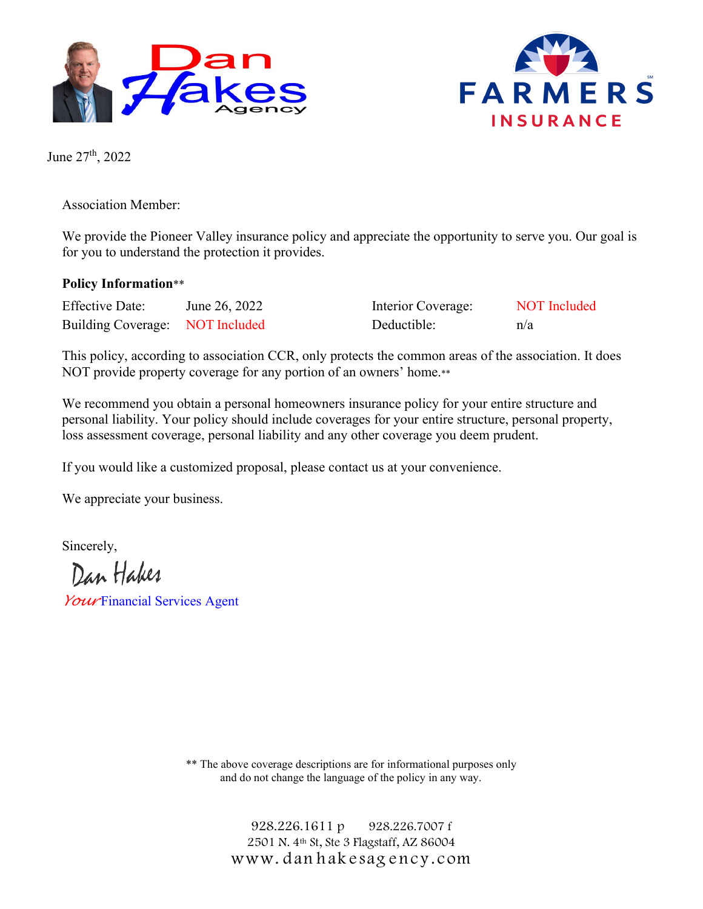Dan Hakes Agency

FARMERS INSURANCE

June 27th, 2022

Association Member:

We provide the Pioneer Valley insurance policy and appreciate the opportunity to serve you. Our goal is for you to understand the protection it provides.

**Policy Information**\*\*

| | | | |
|---|---|---|---|
| Effective Date: | June 26, 2022 | Interior Coverage: | NOT Included |
| Building Coverage: | NOT Included | Deductible: | n/a |

This policy, according to association CCR, only protects the common areas of the association. It does NOT provide property coverage for any portion of an owners' home.\*\*

We recommend you obtain a personal homeowners insurance policy for your entire structure and personal liability. Your policy should include coverages for your entire structure, personal property, loss assessment coverage, personal liability and any other coverage you deem prudent.

If you would like a customized proposal, please contact us at your convenience.

We appreciate your business.

Sincerely,

Dan Hakes

*Your* Financial Services Agent

\*\* The above coverage descriptions are for informational purposes only and do not change the language of the policy in any way.

928.226.1611 p 928.226.7007 f
2501 N. 4th St, Ste 3 Flagstaff, AZ 86004
www.danhakesagency.com